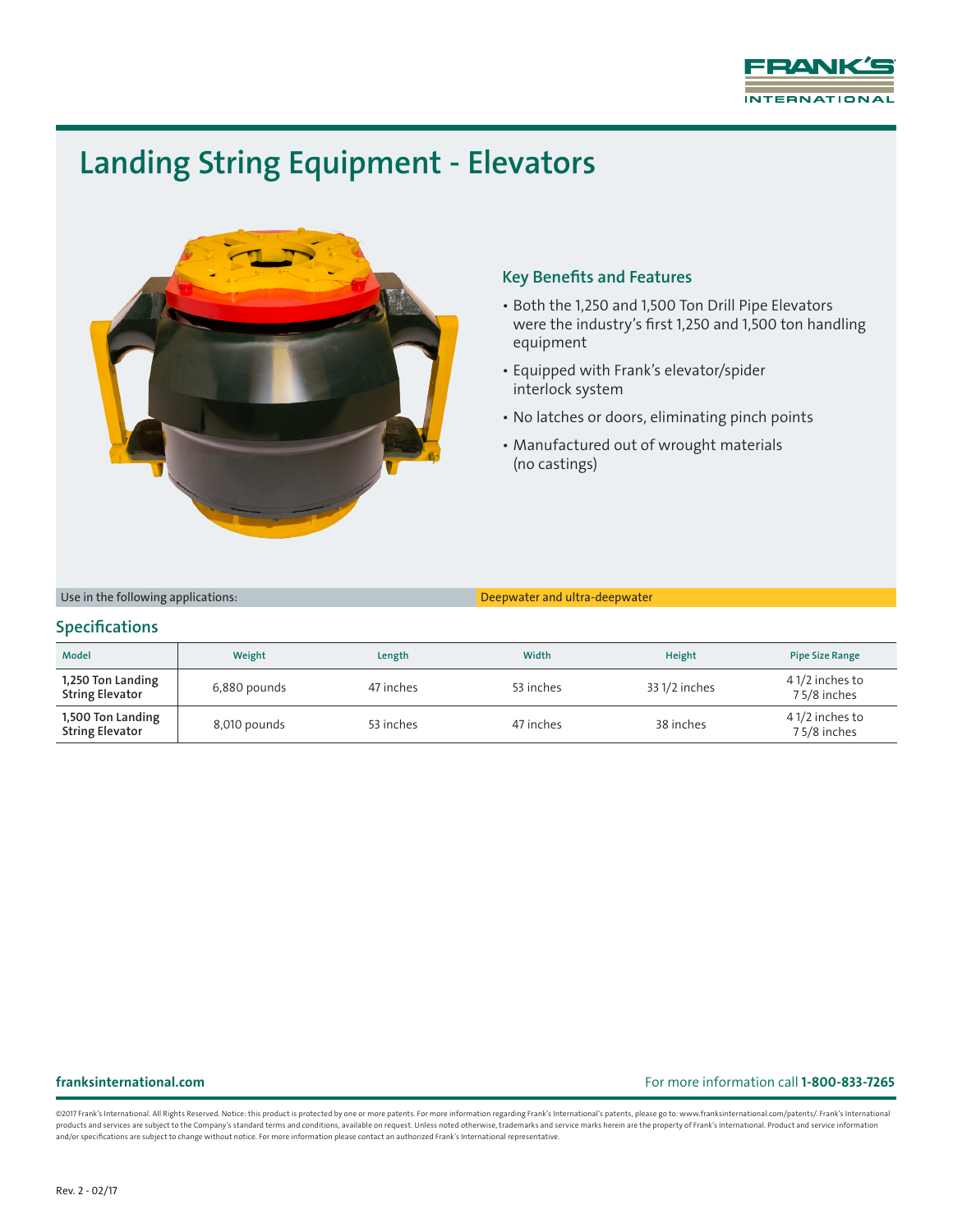# Landing String Equipment - Elevators

## Key Benefits and Features

- Both the 1,250 and 1,500 Ton Drill Pipe Elevators were the industry's first 1,250 and 1,500 ton handling equipment
- Equipped with Frank's elevator/spider interlock system
- No latches or doors, eliminating pinch points
- Manufactured out of wrought materials (no castings)

| Use in the following applications: | Deepwater and ultra-deepwater |
| --- | --- |

## Specifications

| Model | Weight | Length | Width | Height | Pipe Size Range |
| --- | --- | --- | --- | --- | --- |
| 1,250 Ton Landing String Elevator | 6,880 pounds | 47 inches | 53 inches | 33 1/2 inches | 4 1/2 inches to 7 5/8 inches |
| 1,500 Ton Landing String Elevator | 8,010 pounds | 53 inches | 47 inches | 38 inches | 4 1/2 inches to 7 5/8 inches |

franksinternational.com

For more information call **1-800-833-7265**

©2017 Frank's International. All Rights Reserved. Notice: this product is protected by one or more patents. For more information regarding Frank's International's patents, please go to: www.franksinternational.com/patents/. Frank's International products and services are subject to the Company's standard terms and conditions, available on request. Unless noted otherwise, trademarks and service marks herein are the property of Frank's International. Product and service information and/or specifications are subject to change without notice. For more information please contact an authorized Frank's International representative.

Rev. 2 - 02/17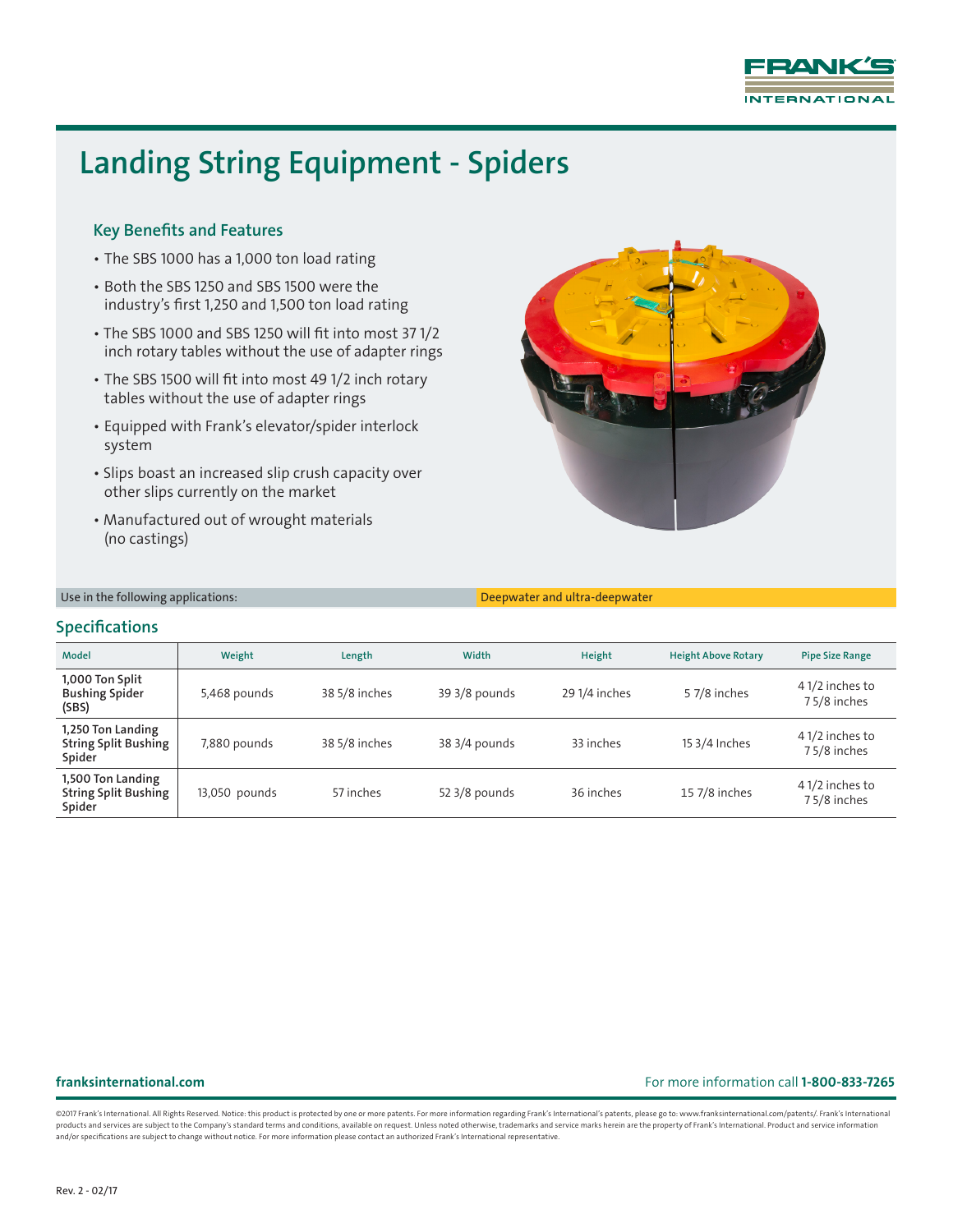# Landing String Equipment - Spiders

### Key Benefits and Features

- The SBS 1000 has a 1,000 ton load rating
- Both the SBS 1250 and SBS 1500 were the industry's first 1,250 and 1,500 ton load rating
- The SBS 1000 and SBS 1250 will fit into most 37 1/2 inch rotary tables without the use of adapter rings
- The SBS 1500 will fit into most 49 1/2 inch rotary tables without the use of adapter rings
- Equipped with Frank's elevator/spider interlock system
- Slips boast an increased slip crush capacity over other slips currently on the market
- Manufactured out of wrought materials (no castings)

Use in the following applications: Deepwater and ultra-deepwater

## Specifications

| Model | Weight | Length | Width | Height | Height Above Rotary | Pipe Size Range |
|---|---|---|---|---|---|---|
| **1,000 Ton Split Bushing Spider (SBS)** | 5,468 pounds | 38 5/8 inches | 39 3/8 pounds | 29 1/4 inches | 5 7/8 inches | 4 1/2 inches to 7 5/8 inches |
| **1,250 Ton Landing String Split Bushing Spider** | 7,880 pounds | 38 5/8 inches | 38 3/4 pounds | 33 inches | 15 3/4 Inches | 4 1/2 inches to 7 5/8 inches |
| **1,500 Ton Landing String Split Bushing Spider** | 13,050 pounds | 57 inches | 52 3/8 pounds | 36 inches | 15 7/8 inches | 4 1/2 inches to 7 5/8 inches |

**franksinternational.com**

For more information call **1-800-833-7265**

©2017 Frank's International. All Rights Reserved. Notice: this product is protected by one or more patents. For more information regarding Frank's International's patents, please go to: www.franksinternational.com/patents/. Frank's International products and services are subject to the Company's standard terms and conditions, available on request. Unless noted otherwise, trademarks and service marks herein are the property of Frank's International. Product and service information and/or specifications are subject to change without notice. For more information please contact an authorized Frank's International representative.

Rev. 2 - 02/17